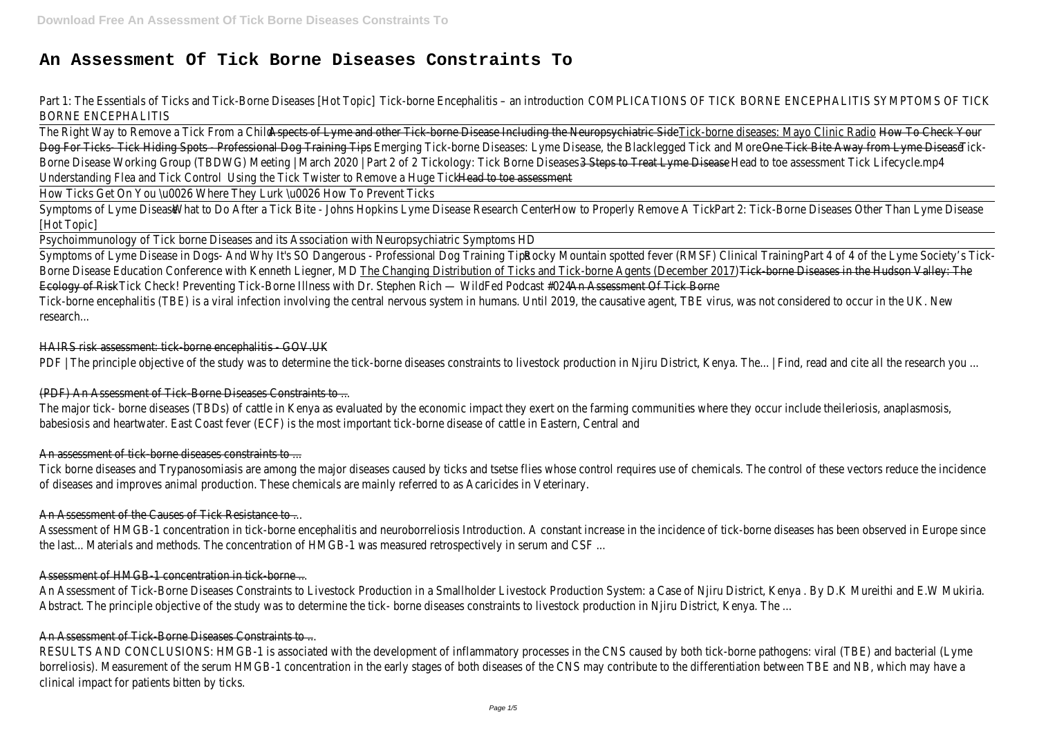# An Assessment Of Tick Borne Diseases Constraints To

Part 1: The Essentials of Ticks and Tick-Borne Diseases [Hot Topic] Tick-borne Encephalitis – an introduction COMPLICATIONS OF TICK BORNE ENCEPHALITIS SYMPTOMS OF TICK BORNE ENCEPHALITIS

The Right Way to Remove a Tick From a Child Aspects of Lyme and other Tick-borne Disease Including the Neuropsychiatric Side Tick-borne diseases: Mayo Clinic Radio How To Check Your Dog For Ticks- Tick Hiding Spots - Professional Dog Training Tips Emerging Tick-borne Diseases: Lyme Disease, the Blacklegged Tick and More One Tick Bite Away from Lyme Disease Tick-Borne Disease Working Group (TBDWG) Meeting | March 2020 | Part 2 of 2 Tickology: Tick Borne Diseases 3 Steps to Treat Lyme Disease Head to toe assessment Tick Lifecycle.mp4 Understanding Flea and Tick Control Using the Tick Twister to Remove a Huge Tick Head to toe assessment

How Ticks Get On You \u0026 Where They Lurk \u0026 How To Prevent Ticks

Symptoms of Lyme Disease What to Do After a Tick Bite - Johns Hopkins Lyme Disease Research Center How to Properly Remove A Tick Part 2: Tick-Borne Diseases Other Than Lyme Disease [Hot Topic]

Psychoimmunology of Tick borne Diseases and its Association with Neuropsychiatric Symptoms HD

Symptoms of Lyme Disease in Dogs- And Why It's SO Dangerous - Professional Dog Training Tips Rocky Mountain spotted fever (RMSF) Clinical Training Part 4 of 4 of the Lyme Society's Tick-Borne Disease Education Conference with Kenneth Liegner, MD The Changing Distribution of Ticks and Tick-borne Agents (December 2017) Tick-borne Diseases in the Hudson Valley: The Ecology of Risk Tick Check! Preventing Tick-Borne Illness with Dr. Stephen Rich — WildFed Podcast #024 An Assessment Of Tick Borne

Tick-borne encephalitis (TBE) is a viral infection involving the central nervous system in humans. Until 2019, the causative agent, TBE virus, was not considered to occur in the UK. New research...

## HAIRS risk assessment: tick-borne encephalitis - GOV.UK

PDF | The principle objective of the study was to determine the tick-borne diseases constraints to livestock production in Njiru District, Kenya. The... | Find, read and cite all the research you ...

## (PDF) An Assessment of Tick-Borne Diseases Constraints to ...

The major tick- borne diseases (TBDs) of cattle in Kenya as evaluated by the economic impact they exert on the farming communities where they occur include theileriosis, anaplasmosis, babesiosis and heartwater. East Coast fever (ECF) is the most important tick-borne disease of cattle in Eastern, Central and

## An assessment of tick-borne diseases constraints to ...

Tick borne diseases and Trypanosomiasis are among the major diseases caused by ticks and tsetse flies whose control requires use of chemicals. The control of these vectors reduce the incidence of diseases and improves animal production. These chemicals are mainly referred to as Acaricides in Veterinary.

## An Assessment of the Causes of Tick Resistance to ...

Assessment of HMGB-1 concentration in tick-borne encephalitis and neuroborreliosis Introduction. A constant increase in the incidence of tick-borne diseases has been observed in Europe since the last... Materials and methods. The concentration of HMGB-1 was measured retrospectively in serum and CSF ...

## Assessment of HMGB-1 concentration in tick-borne ...

An Assessment of Tick-Borne Diseases Constraints to Livestock Production in a Smallholder Livestock Production System: a Case of Njiru District, Kenya . By D.K Mureithi and E.W Mukiria. Abstract. The principle objective of the study was to determine the tick- borne diseases constraints to livestock production in Njiru District, Kenya. The ...

## An Assessment of Tick-Borne Diseases Constraints to ...

RESULTS AND CONCLUSIONS: HMGB-1 is associated with the development of inflammatory processes in the CNS caused by both tick-borne pathogens: viral (TBE) and bacterial (Lyme borreliosis). Measurement of the serum HMGB-1 concentration in the early stages of both diseases of the CNS may contribute to the differentiation between TBE and NB, which may have a clinical impact for patients bitten by ticks.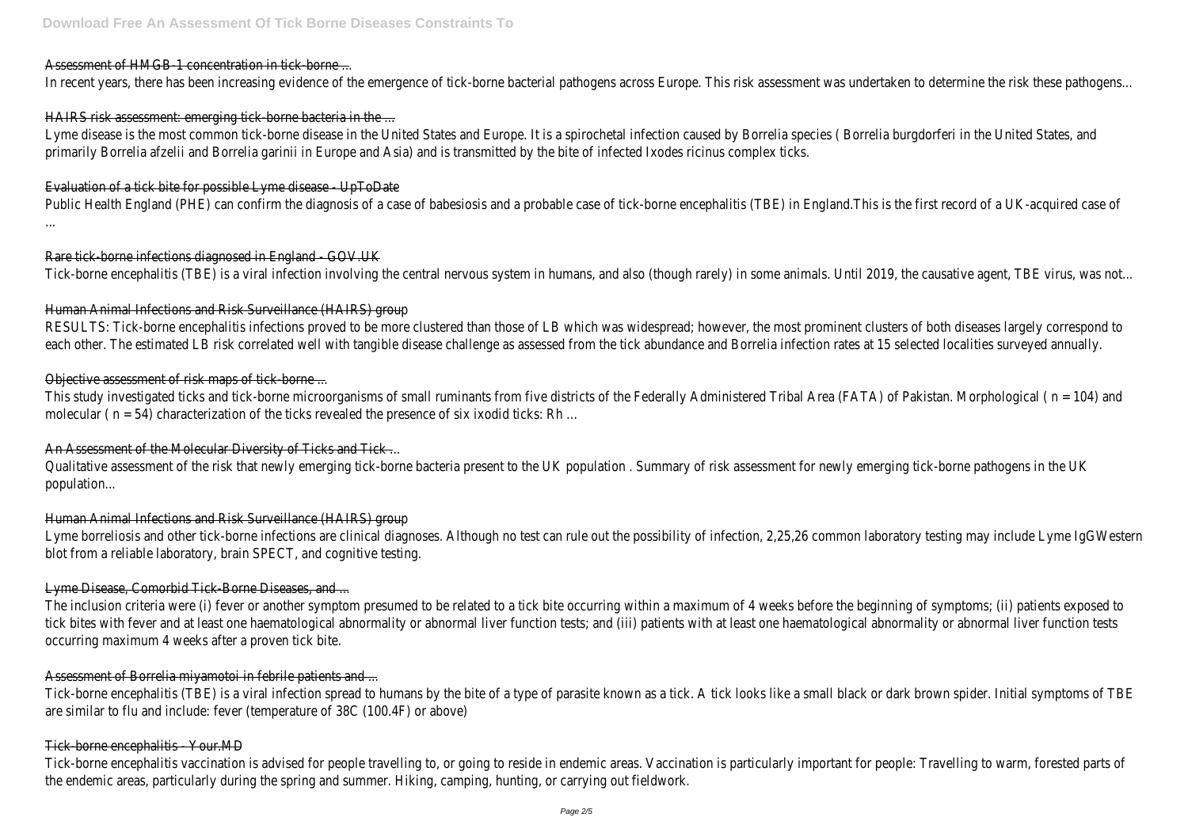## Assessment of HMGB-1 concentration in tick-borne ...

In recent years, there has been increasing evidence of the emergence of tick-borne bacterial pathogens across Europe. This risk assessment was undertaken to determine the risk these pathogens...

## HAIRS risk assessment: emerging tick-borne bacteria in the ...

Lyme disease is the most common tick-borne disease in the United States and Europe. It is a spirochetal infection caused by Borrelia species ( Borrelia burgdorferi in the United States, and primarily Borrelia afzelii and Borrelia garinii in Europe and Asia) and is transmitted by the bite of infected Ixodes ricinus complex ticks.

## Evaluation of a tick bite for possible Lyme disease - UpToDate

Public Health England (PHE) can confirm the diagnosis of a case of babesiosis and a probable case of tick-borne encephalitis (TBE) in England.This is the first record of a UK-acquired case of ...

## Rare tick-borne infections diagnosed in England - GOV.UK

Tick-borne encephalitis (TBE) is a viral infection involving the central nervous system in humans, and also (though rarely) in some animals. Until 2019, the causative agent, TBE virus, was not...

## Human Animal Infections and Risk Surveillance (HAIRS) group

RESULTS: Tick-borne encephalitis infections proved to be more clustered than those of LB which was widespread; however, the most prominent clusters of both diseases largely correspond to each other. The estimated LB risk correlated well with tangible disease challenge as assessed from the tick abundance and Borrelia infection rates at 15 selected localities surveyed annually.

## Objective assessment of risk maps of tick-borne ...

This study investigated ticks and tick-borne microorganisms of small ruminants from five districts of the Federally Administered Tribal Area (FATA) of Pakistan. Morphological ( n = 104) and molecular ( n = 54) characterization of the ticks revealed the presence of six ixodid ticks: Rh ...

## An Assessment of the Molecular Diversity of Ticks and Tick ...

Qualitative assessment of the risk that newly emerging tick-borne bacteria present to the UK population . Summary of risk assessment for newly emerging tick-borne pathogens in the UK population...

## Human Animal Infections and Risk Surveillance (HAIRS) group

Lyme borreliosis and other tick-borne infections are clinical diagnoses. Although no test can rule out the possibility of infection, 2,25,26 common laboratory testing may include Lyme IgGWestern blot from a reliable laboratory, brain SPECT, and cognitive testing.

## Lyme Disease, Comorbid Tick-Borne Diseases, and ...

The inclusion criteria were (i) fever or another symptom presumed to be related to a tick bite occurring within a maximum of 4 weeks before the beginning of symptoms; (ii) patients exposed to tick bites with fever and at least one haematological abnormality or abnormal liver function tests; and (iii) patients with at least one haematological abnormality or abnormal liver function tests occurring maximum 4 weeks after a proven tick bite.

## Assessment of Borrelia miyamotoi in febrile patients and ...

Tick-borne encephalitis (TBE) is a viral infection spread to humans by the bite of a type of parasite known as a tick. A tick looks like a small black or dark brown spider. Initial symptoms of TBE are similar to flu and include: fever (temperature of 38C (100.4F) or above)

## Tick-borne encephalitis - Your.MD

Tick-borne encephalitis vaccination is advised for people travelling to, or going to reside in endemic areas. Vaccination is particularly important for people: Travelling to warm, forested parts of the endemic areas, particularly during the spring and summer. Hiking, camping, hunting, or carrying out fieldwork.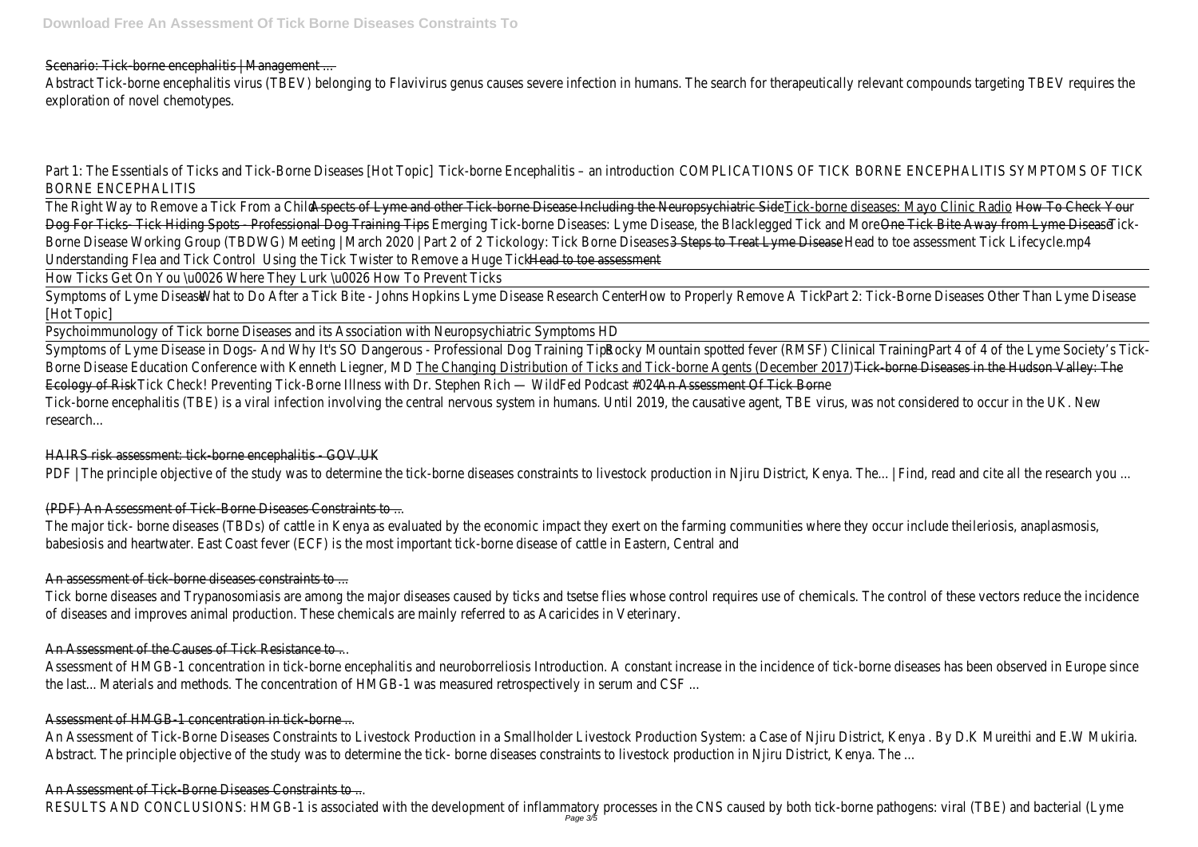Scenario: Tick-borne encephalitis | Management ...

Abstract Tick-borne encephalitis virus (TBEV) belonging to Flavivirus genus causes severe infection in humans. The search for therapeutically relevant compounds targeting TBEV requires the exploration of novel chemotypes.

Part 1: The Essentials of Ticks and Tick-Borne Diseases [Hot Topic] Tick-borne Encephalitis – an introduction COMPLICATIONS OF TICK BORNE ENCEPHALITIS SYMPTOMS OF TICK BORNE ENCEPHALITIS

The Right Way to Remove a Tick From a Child Aspects of Lyme and other Tick-borne Disease Including the Neuropsychiatric Side Tick-borne diseases: Mayo Clinic Radio How To Check Your Dog For Ticks- Tick Hiding Spots - Professional Dog Training Tips Emerging Tick-borne Diseases: Lyme Disease, the Blacklegged Tick and More One Tick Bite Away from Lyme Disease Tick-Borne Disease Working Group (TBDWG) Meeting | March 2020 | Part 2 of 2 Tickology: Tick Borne Diseases 3 Steps to Treat Lyme Disease Head to toe assessment Tick Lifecycle.mp4 Understanding Flea and Tick Control Using the Tick Twister to Remove a Huge Tick Head to toe assessment

How Ticks Get On You \u0026 Where They Lurk \u0026 How To Prevent Ticks

Symptoms of Lyme Disease What to Do After a Tick Bite - Johns Hopkins Lyme Disease Research Center How to Properly Remove A Tick Part 2: Tick-Borne Diseases Other Than Lyme Disease [Hot Topic]

Psychoimmunology of Tick borne Diseases and its Association with Neuropsychiatric Symptoms HD

Symptoms of Lyme Disease in Dogs- And Why It's SO Dangerous - Professional Dog Training Tips Rocky Mountain spotted fever (RMSF) Clinical Training Part 4 of 4 of the Lyme Society's Tick-Borne Disease Education Conference with Kenneth Liegner, MD The Changing Distribution of Ticks and Tick-borne Agents (December 2017) Tick-borne Diseases in the Hudson Valley: The Ecology of Risk Tick Check! Preventing Tick-Borne Illness with Dr. Stephen Rich — WildFed Podcast #024 An Assessment Of Tick Borne

Tick-borne encephalitis (TBE) is a viral infection involving the central nervous system in humans. Until 2019, the causative agent, TBE virus, was not considered to occur in the UK. New research...

HAIRS risk assessment: tick-borne encephalitis - GOV.UK

PDF | The principle objective of the study was to determine the tick-borne diseases constraints to livestock production in Njiru District, Kenya. The... | Find, read and cite all the research you ...

(PDF) An Assessment of Tick-Borne Diseases Constraints to ...

The major tick- borne diseases (TBDs) of cattle in Kenya as evaluated by the economic impact they exert on the farming communities where they occur include theileriosis, anaplasmosis, babesiosis and heartwater. East Coast fever (ECF) is the most important tick-borne disease of cattle in Eastern, Central and

An assessment of tick-borne diseases constraints to ...

Tick borne diseases and Trypanosomiasis are among the major diseases caused by ticks and tsetse flies whose control requires use of chemicals. The control of these vectors reduce the incidence of diseases and improves animal production. These chemicals are mainly referred to as Acaricides in Veterinary.

An Assessment of the Causes of Tick Resistance to ...

Assessment of HMGB-1 concentration in tick-borne encephalitis and neuroborreliosis Introduction. A constant increase in the incidence of tick-borne diseases has been observed in Europe since the last... Materials and methods. The concentration of HMGB-1 was measured retrospectively in serum and CSF ...

Assessment of HMGB-1 concentration in tick-borne ...

An Assessment of Tick-Borne Diseases Constraints to Livestock Production in a Smallholder Livestock Production System: a Case of Njiru District, Kenya . By D.K Mureithi and E.W Mukiria. Abstract. The principle objective of the study was to determine the tick- borne diseases constraints to livestock production in Njiru District, Kenya. The ...

An Assessment of Tick-Borne Diseases Constraints to ...

RESULTS AND CONCLUSIONS: HMGB-1 is associated with the development of inflammatory processes in the CNS caused by both tick-borne pathogens: viral (TBE) and bacterial (Lyme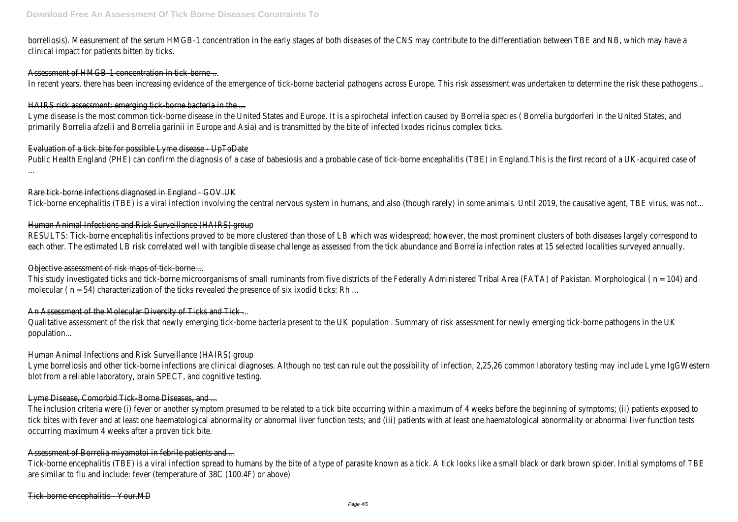borreliosis). Measurement of the serum HMGB-1 concentration in the early stages of both diseases of the CNS may contribute to the differentiation between TBE and NB, which may have a clinical impact for patients bitten by ticks.

Assessment of HMGB-1 concentration in tick-borne ...

In recent years, there has been increasing evidence of the emergence of tick-borne bacterial pathogens across Europe. This risk assessment was undertaken to determine the risk these pathogens...

HAIRS risk assessment: emerging tick-borne bacteria in the ...

Lyme disease is the most common tick-borne disease in the United States and Europe. It is a spirochetal infection caused by Borrelia species ( Borrelia burgdorferi in the United States, and primarily Borrelia afzelii and Borrelia garinii in Europe and Asia) and is transmitted by the bite of infected Ixodes ricinus complex ticks.

Evaluation of a tick bite for possible Lyme disease - UpToDate

Public Health England (PHE) can confirm the diagnosis of a case of babesiosis and a probable case of tick-borne encephalitis (TBE) in England.This is the first record of a UK-acquired case of ...

Rare tick-borne infections diagnosed in England - GOV.UK

Tick-borne encephalitis (TBE) is a viral infection involving the central nervous system in humans, and also (though rarely) in some animals. Until 2019, the causative agent, TBE virus, was not...

Human Animal Infections and Risk Surveillance (HAIRS) group

RESULTS: Tick-borne encephalitis infections proved to be more clustered than those of LB which was widespread; however, the most prominent clusters of both diseases largely correspond to each other. The estimated LB risk correlated well with tangible disease challenge as assessed from the tick abundance and Borrelia infection rates at 15 selected localities surveyed annually.

Objective assessment of risk maps of tick-borne ...

This study investigated ticks and tick-borne microorganisms of small ruminants from five districts of the Federally Administered Tribal Area (FATA) of Pakistan. Morphological ( n = 104) and molecular ( n = 54) characterization of the ticks revealed the presence of six ixodid ticks: Rh ...

An Assessment of the Molecular Diversity of Ticks and Tick ...

Qualitative assessment of the risk that newly emerging tick-borne bacteria present to the UK population . Summary of risk assessment for newly emerging tick-borne pathogens in the UK population...

Human Animal Infections and Risk Surveillance (HAIRS) group

Lyme borreliosis and other tick-borne infections are clinical diagnoses. Although no test can rule out the possibility of infection, 2,25,26 common laboratory testing may include Lyme IgGWestern blot from a reliable laboratory, brain SPECT, and cognitive testing.

Lyme Disease, Comorbid Tick-Borne Diseases, and ...

The inclusion criteria were (i) fever or another symptom presumed to be related to a tick bite occurring within a maximum of 4 weeks before the beginning of symptoms; (ii) patients exposed to tick bites with fever and at least one haematological abnormality or abnormal liver function tests; and (iii) patients with at least one haematological abnormality or abnormal liver function tests occurring maximum 4 weeks after a proven tick bite.

Assessment of Borrelia miyamotoi in febrile patients and ...

Tick-borne encephalitis (TBE) is a viral infection spread to humans by the bite of a type of parasite known as a tick. A tick looks like a small black or dark brown spider. Initial symptoms of TBE are similar to flu and include: fever (temperature of 38C (100.4F) or above)

Tick-borne encephalitis - Your.MD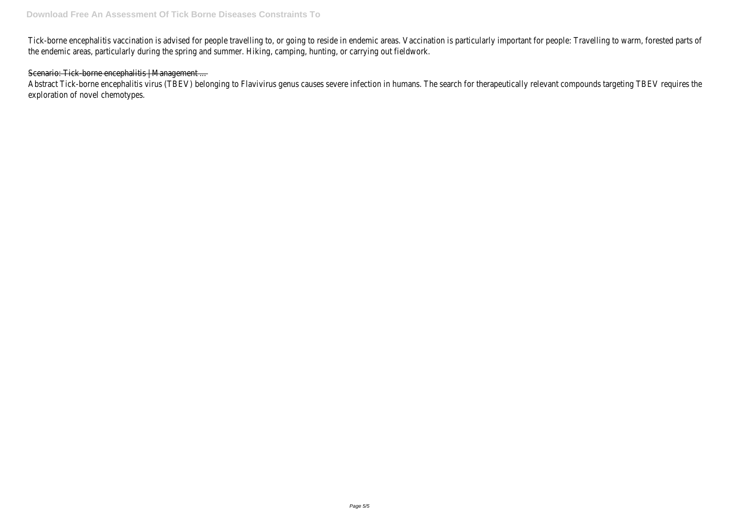Tick-borne encephalitis vaccination is advised for people travelling to, or going to reside in endemic areas. Vaccination is particularly important for people: Travelling to warm, forested parts of the endemic areas, particularly during the spring and summer. Hiking, camping, hunting, or carrying out fieldwork.

Scenario: Tick-borne encephalitis | Management ...

Abstract Tick-borne encephalitis virus (TBEV) belonging to Flavivirus genus causes severe infection in humans. The search for therapeutically relevant compounds targeting TBEV requires the exploration of novel chemotypes.